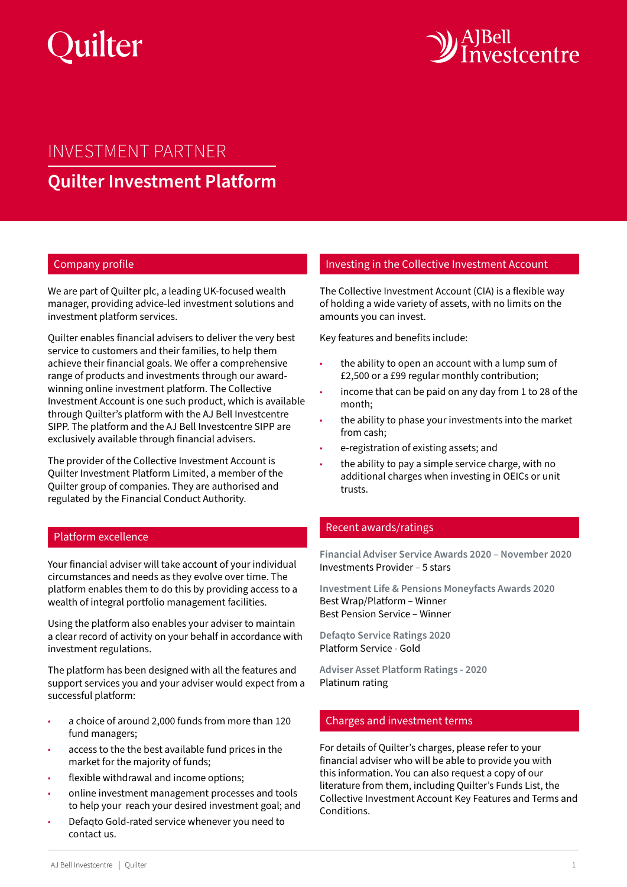Quilter

AJ Bell Investcentre

# INVESTMENT PARTNER

## Quilter Investment Platform

### Company profile

We are part of Quilter plc, a leading UK-focused wealth manager, providing advice-led investment solutions and investment platform services.

Quilter enables financial advisers to deliver the very best service to customers and their families, to help them achieve their financial goals. We offer a comprehensive range of products and investments through our award-winning online investment platform. The Collective Investment Account is one such product, which is available through Quilter's platform with the AJ Bell Investcentre SIPP. The platform and the AJ Bell Investcentre SIPP are exclusively available through financial advisers.

The provider of the Collective Investment Account is Quilter Investment Platform Limited, a member of the Quilter group of companies. They are authorised and regulated by the Financial Conduct Authority.

### Platform excellence

Your financial adviser will take account of your individual circumstances and needs as they evolve over time. The platform enables them to do this by providing access to a wealth of integral portfolio management facilities.

Using the platform also enables your adviser to maintain a clear record of activity on your behalf in accordance with investment regulations.

The platform has been designed with all the features and support services you and your adviser would expect from a successful platform:

- a choice of around 2,000 funds from more than 120 fund managers;
- access to the the best available fund prices in the market for the majority of funds;
- flexible withdrawal and income options;
- online investment management processes and tools to help your reach your desired investment goal; and
- Defaqto Gold-rated service whenever you need to contact us.

### Investing in the Collective Investment Account

The Collective Investment Account (CIA) is a flexible way of holding a wide variety of assets, with no limits on the amounts you can invest.

Key features and benefits include:

- the ability to open an account with a lump sum of £2,500 or a £99 regular monthly contribution;
- income that can be paid on any day from 1 to 28 of the month;
- the ability to phase your investments into the market from cash;
- e-registration of existing assets; and
- the ability to pay a simple service charge, with no additional charges when investing in OEICs or unit trusts.

### Recent awards/ratings

**Financial Adviser Service Awards 2020 – November 2020**
Investments Provider – 5 stars

**Investment Life & Pensions Moneyfacts Awards 2020**
Best Wrap/Platform – Winner
Best Pension Service – Winner

**Defaqto Service Ratings 2020**
Platform Service - Gold

**Adviser Asset Platform Ratings - 2020**
Platinum rating

### Charges and investment terms

For details of Quilter's charges, please refer to your financial adviser who will be able to provide you with this information. You can also request a copy of our literature from them, including Quilter's Funds List, the Collective Investment Account Key Features and Terms and Conditions.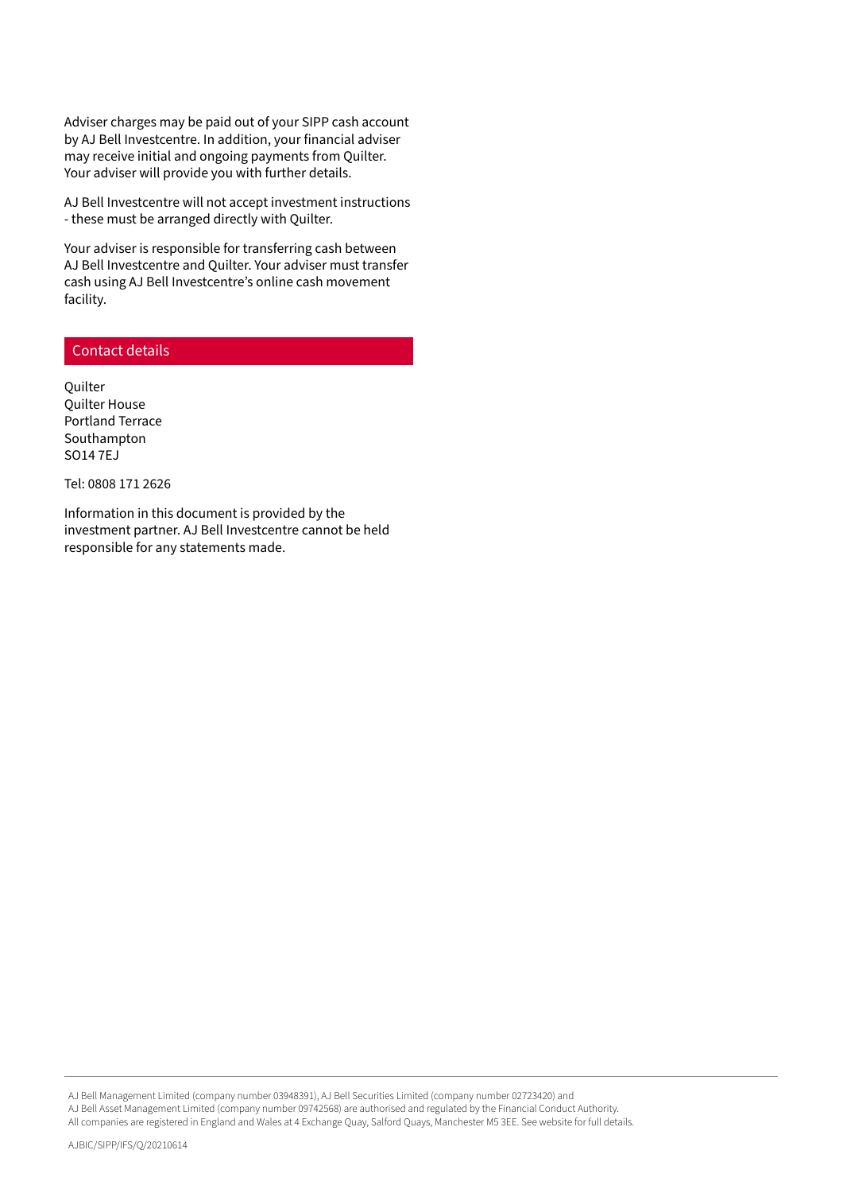Adviser charges may be paid out of your SIPP cash account by AJ Bell Investcentre. In addition, your financial adviser may receive initial and ongoing payments from Quilter. Your adviser will provide you with further details.

AJ Bell Investcentre will not accept investment instructions - these must be arranged directly with Quilter.

Your adviser is responsible for transferring cash between AJ Bell Investcentre and Quilter. Your adviser must transfer cash using AJ Bell Investcentre's online cash movement facility.

## Contact details

Quilter
Quilter House
Portland Terrace
Southampton
SO14 7EJ

Tel: 0808 171 2626

Information in this document is provided by the investment partner. AJ Bell Investcentre cannot be held responsible for any statements made.

AJ Bell Management Limited (company number 03948391), AJ Bell Securities Limited (company number 02723420) and AJ Bell Asset Management Limited (company number 09742568) are authorised and regulated by the Financial Conduct Authority. All companies are registered in England and Wales at 4 Exchange Quay, Salford Quays, Manchester M5 3EE. See website for full details.

AJBIC/SIPP/IFS/Q/20210614